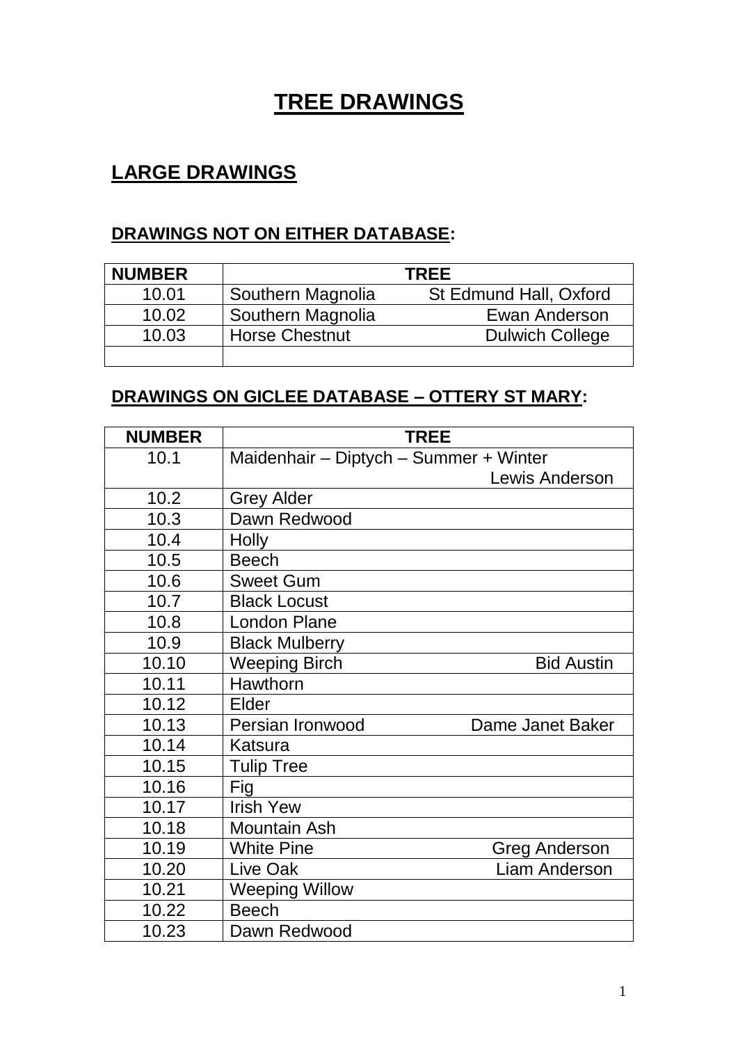# TREE DRAWINGS

## LARGE DRAWINGS

### DRAWINGS NOT ON EITHER DATABASE:

| NUMBER | TREE |
|---|---|
| 10.01 | Southern Magnolia St Edmund Hall, Oxford |
| 10.02 | Southern Magnolia Ewan Anderson |
| 10.03 | Horse Chestnut Dulwich College |
| | |

### DRAWINGS ON GICLEE DATABASE – OTTERY ST MARY:

| NUMBER | TREE |
|---|---|
| 10.1 | Maidenhair – Diptych – Summer + Winter Lewis Anderson |
| 10.2 | Grey Alder |
| 10.3 | Dawn Redwood |
| 10.4 | Holly |
| 10.5 | Beech |
| 10.6 | Sweet Gum |
| 10.7 | Black Locust |
| 10.8 | London Plane |
| 10.9 | Black Mulberry |
| 10.10 | Weeping Birch Bid Austin |
| 10.11 | Hawthorn |
| 10.12 | Elder |
| 10.13 | Persian Ironwood Dame Janet Baker |
| 10.14 | Katsura |
| 10.15 | Tulip Tree |
| 10.16 | Fig |
| 10.17 | Irish Yew |
| 10.18 | Mountain Ash |
| 10.19 | White Pine Greg Anderson |
| 10.20 | Live Oak Liam Anderson |
| 10.21 | Weeping Willow |
| 10.22 | Beech |
| 10.23 | Dawn Redwood |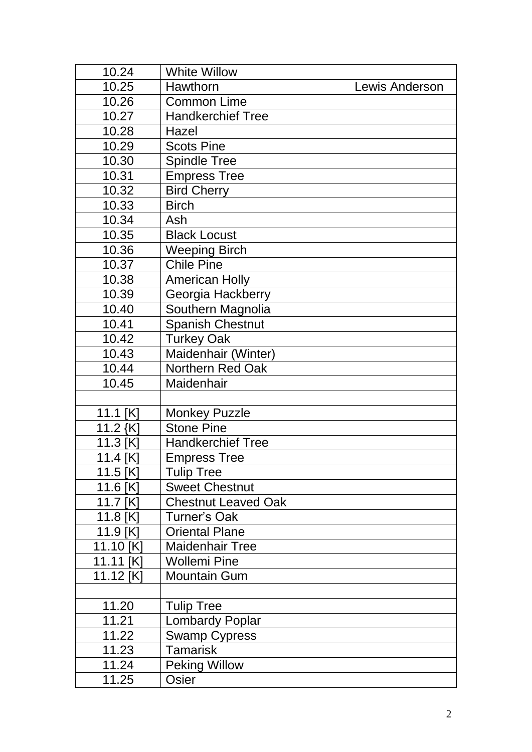| | | |
|---|---|---|
| 10.24 | White Willow | |
| 10.25 | Hawthorn | Lewis Anderson |
| 10.26 | Common Lime | |
| 10.27 | Handkerchief Tree | |
| 10.28 | Hazel | |
| 10.29 | Scots Pine | |
| 10.30 | Spindle Tree | |
| 10.31 | Empress Tree | |
| 10.32 | Bird Cherry | |
| 10.33 | Birch | |
| 10.34 | Ash | |
| 10.35 | Black Locust | |
| 10.36 | Weeping Birch | |
| 10.37 | Chile Pine | |
| 10.38 | American Holly | |
| 10.39 | Georgia Hackberry | |
| 10.40 | Southern Magnolia | |
| 10.41 | Spanish Chestnut | |
| 10.42 | Turkey Oak | |
| 10.43 | Maidenhair (Winter) | |
| 10.44 | Northern Red Oak | |
| 10.45 | Maidenhair | |
| | | |
| 11.1 [K] | Monkey Puzzle | |
| 11.2 {K] | Stone Pine | |
| 11.3 [K] | Handkerchief Tree | |
| 11.4 [K] | Empress Tree | |
| 11.5 [K] | Tulip Tree | |
| 11.6 [K] | Sweet Chestnut | |
| 11.7 [K] | Chestnut Leaved Oak | |
| 11.8 [K] | Turner's Oak | |
| 11.9 [K] | Oriental Plane | |
| 11.10 [K] | Maidenhair Tree | |
| 11.11 [K] | Wollemi Pine | |
| 11.12 [K] | Mountain Gum | |
| | | |
| 11.20 | Tulip Tree | |
| 11.21 | Lombardy Poplar | |
| 11.22 | Swamp Cypress | |
| 11.23 | Tamarisk | |
| 11.24 | Peking Willow | |
| 11.25 | Osier | |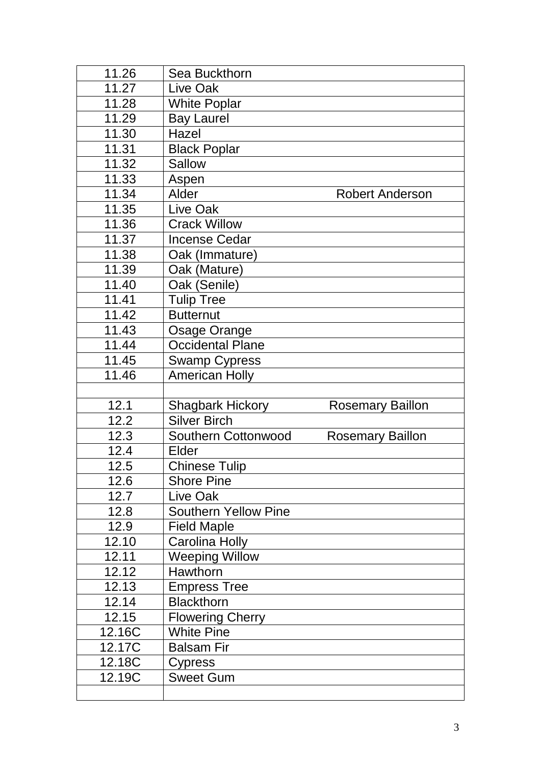| | | |
|---|---|---|
| 11.26 | Sea Buckthorn | |
| 11.27 | Live Oak | |
| 11.28 | White Poplar | |
| 11.29 | Bay Laurel | |
| 11.30 | Hazel | |
| 11.31 | Black Poplar | |
| 11.32 | Sallow | |
| 11.33 | Aspen | |
| 11.34 | Alder | Robert Anderson |
| 11.35 | Live Oak | |
| 11.36 | Crack Willow | |
| 11.37 | Incense Cedar | |
| 11.38 | Oak (Immature) | |
| 11.39 | Oak (Mature) | |
| 11.40 | Oak (Senile) | |
| 11.41 | Tulip Tree | |
| 11.42 | Butternut | |
| 11.43 | Osage Orange | |
| 11.44 | Occidental Plane | |
| 11.45 | Swamp Cypress | |
| 11.46 | American Holly | |
| | | |
| 12.1 | Shagbark Hickory | Rosemary Baillon |
| 12.2 | Silver Birch | |
| 12.3 | Southern Cottonwood | Rosemary Baillon |
| 12.4 | Elder | |
| 12.5 | Chinese Tulip | |
| 12.6 | Shore Pine | |
| 12.7 | Live Oak | |
| 12.8 | Southern Yellow Pine | |
| 12.9 | Field Maple | |
| 12.10 | Carolina Holly | |
| 12.11 | Weeping Willow | |
| 12.12 | Hawthorn | |
| 12.13 | Empress Tree | |
| 12.14 | Blackthorn | |
| 12.15 | Flowering Cherry | |
| 12.16C | White Pine | |
| 12.17C | Balsam Fir | |
| 12.18C | Cypress | |
| 12.19C | Sweet Gum | |
| | | |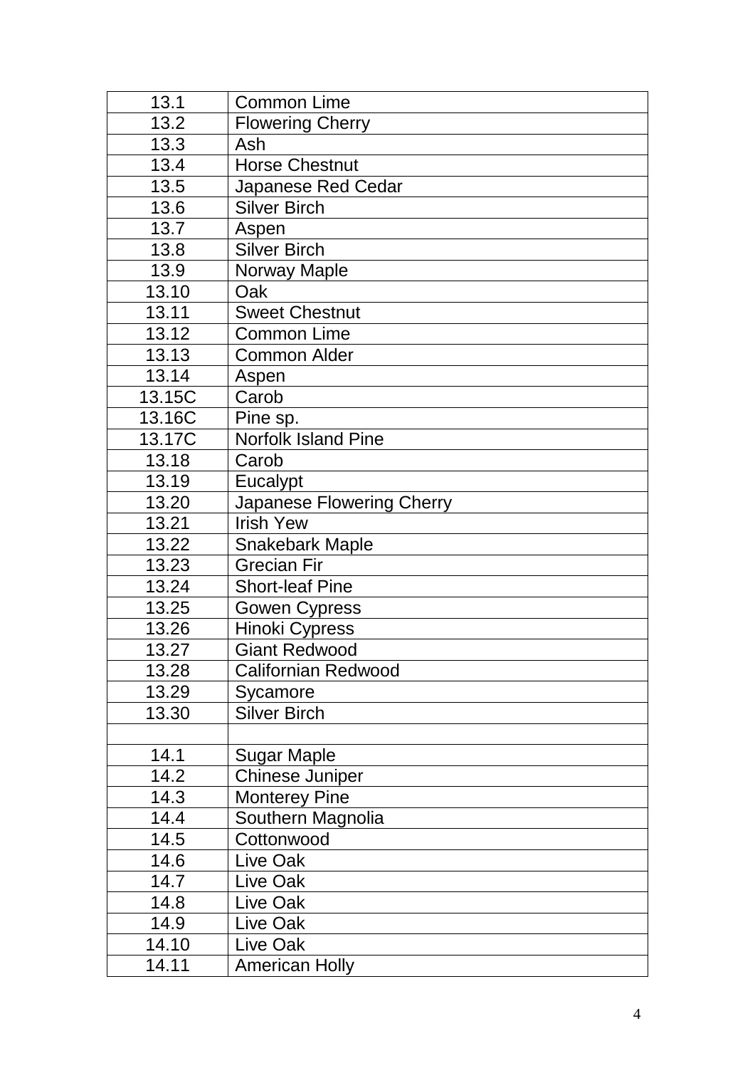| 13.1 | Common Lime |
|---|---|
| 13.2 | Flowering Cherry |
| 13.3 | Ash |
| 13.4 | Horse Chestnut |
| 13.5 | Japanese Red Cedar |
| 13.6 | Silver Birch |
| 13.7 | Aspen |
| 13.8 | Silver Birch |
| 13.9 | Norway Maple |
| 13.10 | Oak |
| 13.11 | Sweet Chestnut |
| 13.12 | Common Lime |
| 13.13 | Common Alder |
| 13.14 | Aspen |
| 13.15C | Carob |
| 13.16C | Pine sp. |
| 13.17C | Norfolk Island Pine |
| 13.18 | Carob |
| 13.19 | Eucalypt |
| 13.20 | Japanese Flowering Cherry |
| 13.21 | Irish Yew |
| 13.22 | Snakebark Maple |
| 13.23 | Grecian Fir |
| 13.24 | Short-leaf Pine |
| 13.25 | Gowen Cypress |
| 13.26 | Hinoki Cypress |
| 13.27 | Giant Redwood |
| 13.28 | Californian Redwood |
| 13.29 | Sycamore |
| 13.30 | Silver Birch |
| | |
| 14.1 | Sugar Maple |
| 14.2 | Chinese Juniper |
| 14.3 | Monterey Pine |
| 14.4 | Southern Magnolia |
| 14.5 | Cottonwood |
| 14.6 | Live Oak |
| 14.7 | Live Oak |
| 14.8 | Live Oak |
| 14.9 | Live Oak |
| 14.10 | Live Oak |
| 14.11 | American Holly |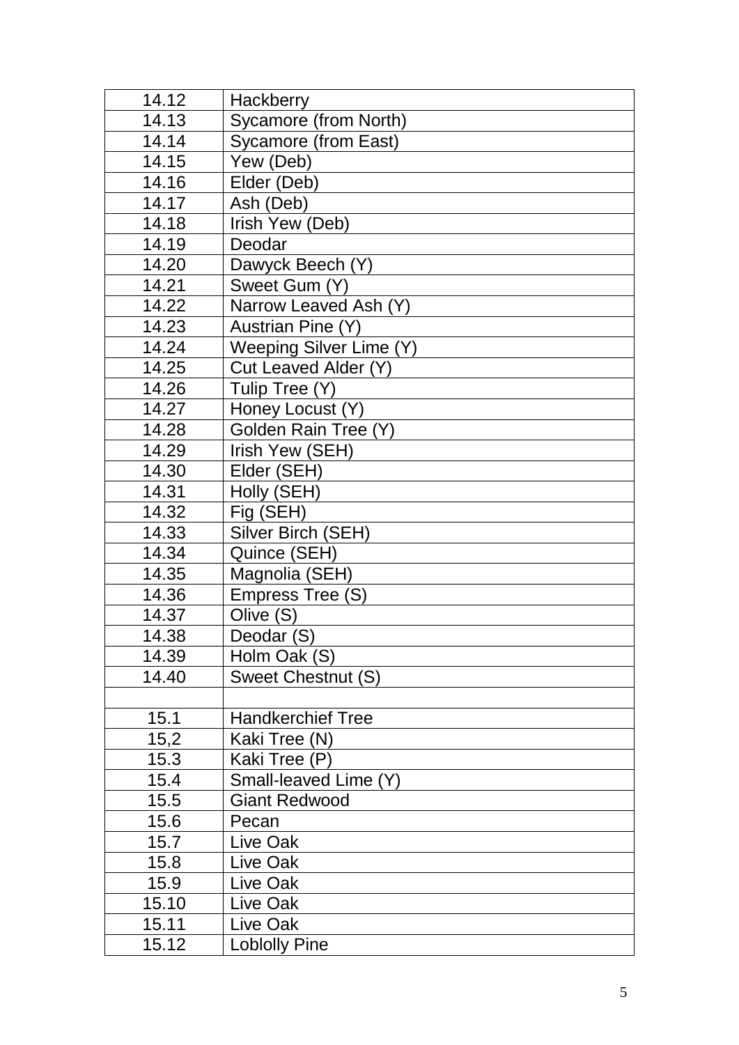| 14.12 | Hackberry |
|---|---|
| 14.13 | Sycamore (from North) |
| 14.14 | Sycamore (from East) |
| 14.15 | Yew (Deb) |
| 14.16 | Elder (Deb) |
| 14.17 | Ash (Deb) |
| 14.18 | Irish Yew (Deb) |
| 14.19 | Deodar |
| 14.20 | Dawyck Beech (Y) |
| 14.21 | Sweet Gum (Y) |
| 14.22 | Narrow Leaved Ash (Y) |
| 14.23 | Austrian Pine (Y) |
| 14.24 | Weeping Silver Lime (Y) |
| 14.25 | Cut Leaved Alder (Y) |
| 14.26 | Tulip Tree (Y) |
| 14.27 | Honey Locust (Y) |
| 14.28 | Golden Rain Tree (Y) |
| 14.29 | Irish Yew (SEH) |
| 14.30 | Elder (SEH) |
| 14.31 | Holly (SEH) |
| 14.32 | Fig (SEH) |
| 14.33 | Silver Birch (SEH) |
| 14.34 | Quince (SEH) |
| 14.35 | Magnolia (SEH) |
| 14.36 | Empress Tree (S) |
| 14.37 | Olive (S) |
| 14.38 | Deodar (S) |
| 14.39 | Holm Oak (S) |
| 14.40 | Sweet Chestnut (S) |
| | |
| 15.1 | Handkerchief Tree |
| 15,2 | Kaki Tree (N) |
| 15.3 | Kaki Tree (P) |
| 15.4 | Small-leaved Lime (Y) |
| 15.5 | Giant Redwood |
| 15.6 | Pecan |
| 15.7 | Live Oak |
| 15.8 | Live Oak |
| 15.9 | Live Oak |
| 15.10 | Live Oak |
| 15.11 | Live Oak |
| 15.12 | Loblolly Pine |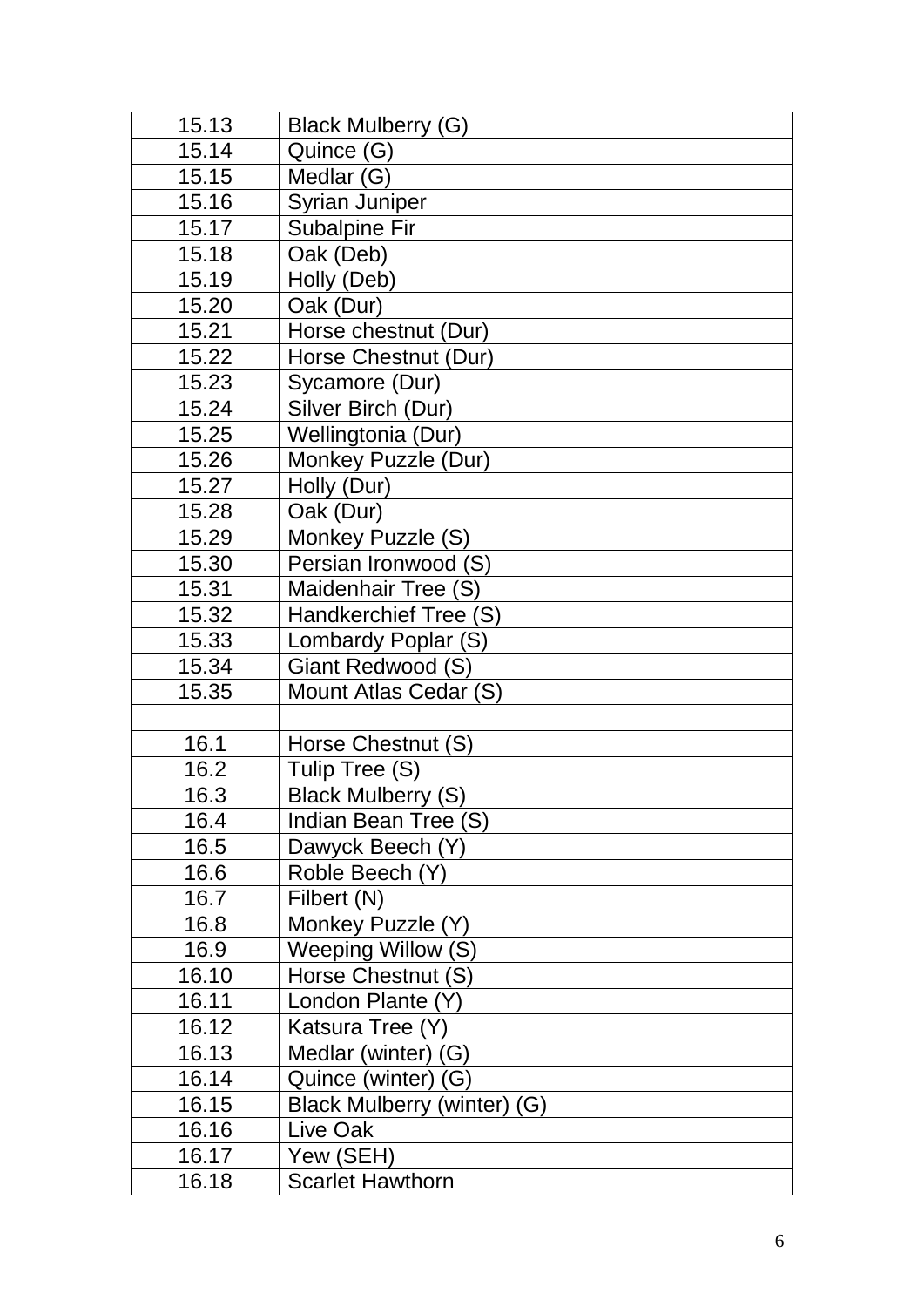| 15.13 | Black Mulberry (G) |
|---|---|
| 15.14 | Quince (G) |
| 15.15 | Medlar (G) |
| 15.16 | Syrian Juniper |
| 15.17 | Subalpine Fir |
| 15.18 | Oak (Deb) |
| 15.19 | Holly (Deb) |
| 15.20 | Oak (Dur) |
| 15.21 | Horse chestnut (Dur) |
| 15.22 | Horse Chestnut (Dur) |
| 15.23 | Sycamore (Dur) |
| 15.24 | Silver Birch (Dur) |
| 15.25 | Wellingtonia (Dur) |
| 15.26 | Monkey Puzzle (Dur) |
| 15.27 | Holly (Dur) |
| 15.28 | Oak (Dur) |
| 15.29 | Monkey Puzzle (S) |
| 15.30 | Persian Ironwood (S) |
| 15.31 | Maidenhair Tree (S) |
| 15.32 | Handkerchief Tree (S) |
| 15.33 | Lombardy Poplar (S) |
| 15.34 | Giant Redwood (S) |
| 15.35 | Mount Atlas Cedar (S) |
| | |
| 16.1 | Horse Chestnut (S) |
| 16.2 | Tulip Tree (S) |
| 16.3 | Black Mulberry (S) |
| 16.4 | Indian Bean Tree (S) |
| 16.5 | Dawyck Beech (Y) |
| 16.6 | Roble Beech (Y) |
| 16.7 | Filbert (N) |
| 16.8 | Monkey Puzzle (Y) |
| 16.9 | Weeping Willow (S) |
| 16.10 | Horse Chestnut (S) |
| 16.11 | London Plante (Y) |
| 16.12 | Katsura Tree (Y) |
| 16.13 | Medlar (winter) (G) |
| 16.14 | Quince (winter) (G) |
| 16.15 | Black Mulberry (winter) (G) |
| 16.16 | Live Oak |
| 16.17 | Yew (SEH) |
| 16.18 | Scarlet Hawthorn |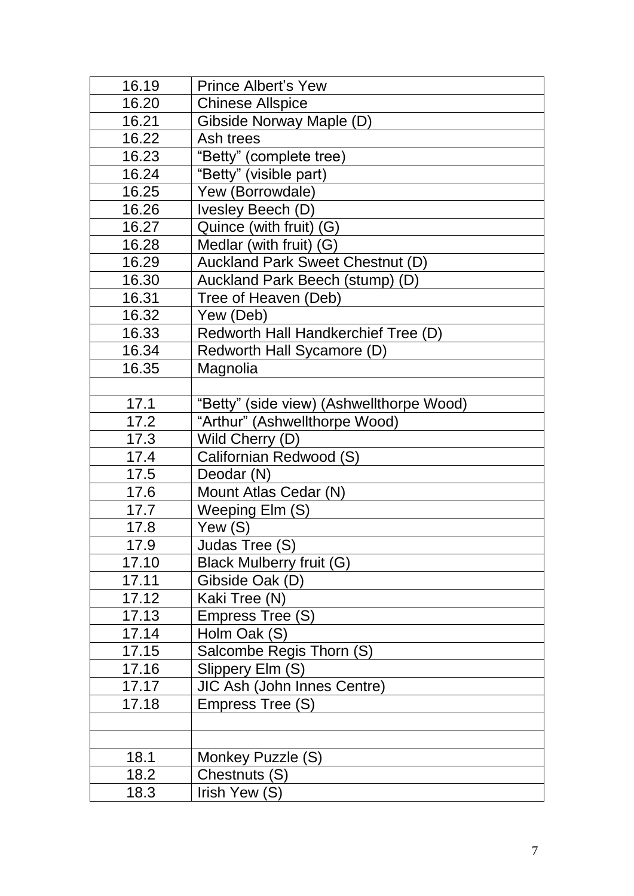| | |
|---|---|
| 16.19 | Prince Albert's Yew |
| 16.20 | Chinese Allspice |
| 16.21 | Gibside Norway Maple (D) |
| 16.22 | Ash trees |
| 16.23 | "Betty" (complete tree) |
| 16.24 | "Betty" (visible part) |
| 16.25 | Yew (Borrowdale) |
| 16.26 | Ivesley Beech (D) |
| 16.27 | Quince (with fruit) (G) |
| 16.28 | Medlar (with fruit) (G) |
| 16.29 | Auckland Park Sweet Chestnut (D) |
| 16.30 | Auckland Park Beech (stump) (D) |
| 16.31 | Tree of Heaven (Deb) |
| 16.32 | Yew (Deb) |
| 16.33 | Redworth Hall Handkerchief Tree (D) |
| 16.34 | Redworth Hall Sycamore (D) |
| 16.35 | Magnolia |
| | |
| 17.1 | "Betty" (side view) (Ashwellthorpe Wood) |
| 17.2 | "Arthur" (Ashwellthorpe Wood) |
| 17.3 | Wild Cherry (D) |
| 17.4 | Californian Redwood (S) |
| 17.5 | Deodar (N) |
| 17.6 | Mount Atlas Cedar (N) |
| 17.7 | Weeping Elm (S) |
| 17.8 | Yew (S) |
| 17.9 | Judas Tree (S) |
| 17.10 | Black Mulberry fruit (G) |
| 17.11 | Gibside Oak (D) |
| 17.12 | Kaki Tree (N) |
| 17.13 | Empress Tree (S) |
| 17.14 | Holm Oak (S) |
| 17.15 | Salcombe Regis Thorn (S) |
| 17.16 | Slippery Elm (S) |
| 17.17 | JIC Ash (John Innes Centre) |
| 17.18 | Empress Tree (S) |
| | |
| | |
| 18.1 | Monkey Puzzle (S) |
| 18.2 | Chestnuts (S) |
| 18.3 | Irish Yew (S) |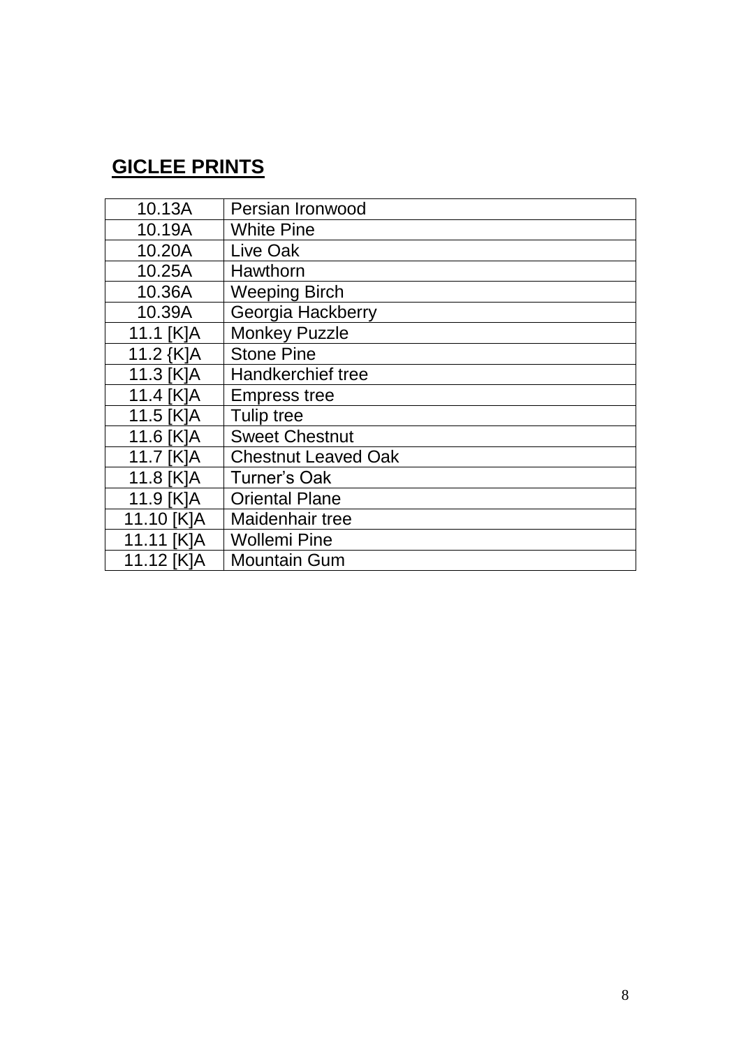## GICLEE PRINTS

| | |
|---|---|
| 10.13A | Persian Ironwood |
| 10.19A | White Pine |
| 10.20A | Live Oak |
| 10.25A | Hawthorn |
| 10.36A | Weeping Birch |
| 10.39A | Georgia Hackberry |
| 11.1 [K]A | Monkey Puzzle |
| 11.2 {K]A | Stone Pine |
| 11.3 [K]A | Handkerchief tree |
| 11.4 [K]A | Empress tree |
| 11.5 [K]A | Tulip tree |
| 11.6 [K]A | Sweet Chestnut |
| 11.7 [K]A | Chestnut Leaved Oak |
| 11.8 [K]A | Turner's Oak |
| 11.9 [K]A | Oriental Plane |
| 11.10 [K]A | Maidenhair tree |
| 11.11 [K]A | Wollemi Pine |
| 11.12 [K]A | Mountain Gum |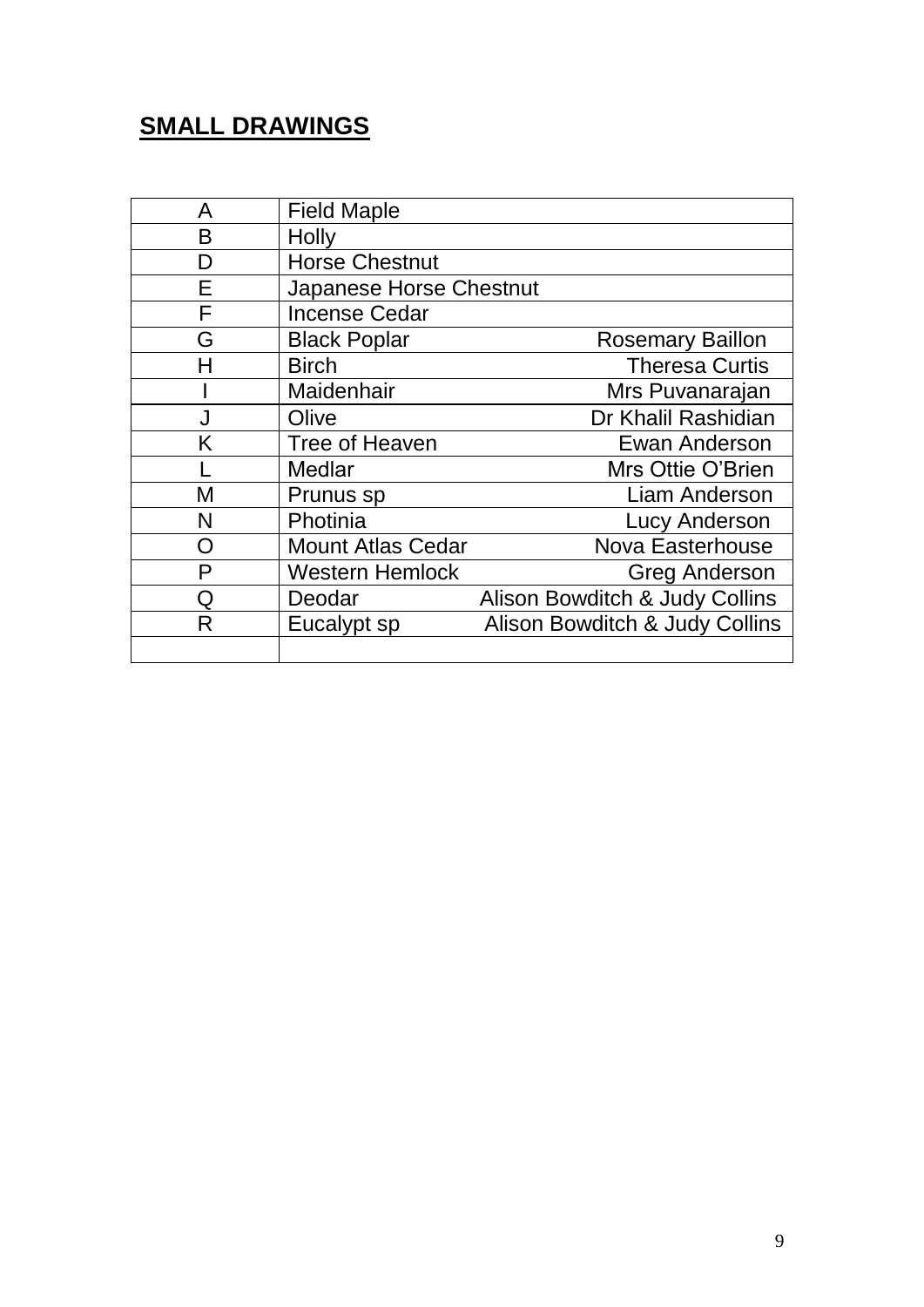## SMALL DRAWINGS

| | | |
|---|---|---|
| A | Field Maple | |
| B | Holly | |
| D | Horse Chestnut | |
| E | Japanese Horse Chestnut | |
| F | Incense Cedar | |
| G | Black Poplar | Rosemary Baillon |
| H | Birch | Theresa Curtis |
| I | Maidenhair | Mrs Puvanarajan |
| J | Olive | Dr Khalil Rashidian |
| K | Tree of Heaven | Ewan Anderson |
| L | Medlar | Mrs Ottie O'Brien |
| M | Prunus sp | Liam Anderson |
| N | Photinia | Lucy Anderson |
| O | Mount Atlas Cedar | Nova Easterhouse |
| P | Western Hemlock | Greg Anderson |
| Q | Deodar | Alison Bowditch & Judy Collins |
| R | Eucalypt sp | Alison Bowditch & Judy Collins |
| | | |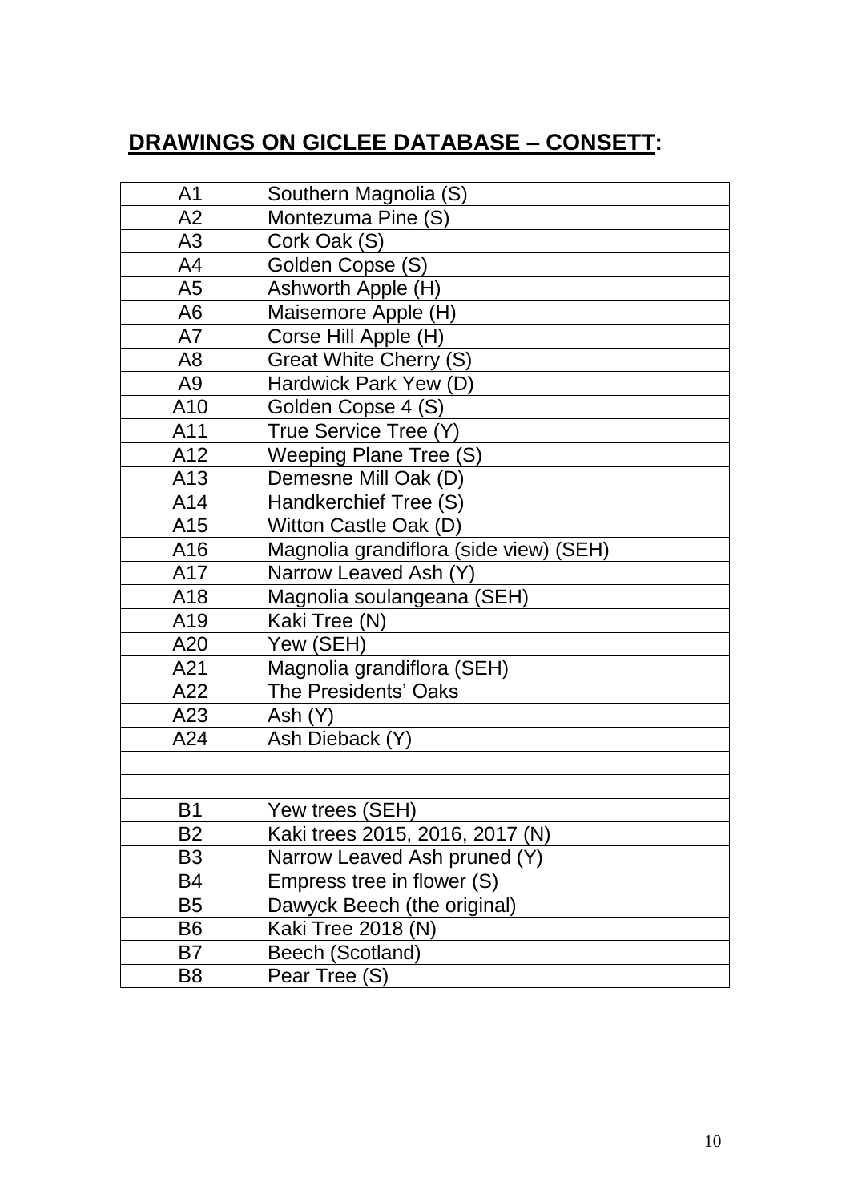## **DRAWINGS ON GICLEE DATABASE – CONSETT:**

| | |
|---|---|
| A1 | Southern Magnolia (S) |
| A2 | Montezuma Pine (S) |
| A3 | Cork Oak (S) |
| A4 | Golden Copse (S) |
| A5 | Ashworth Apple (H) |
| A6 | Maisemore Apple (H) |
| A7 | Corse Hill Apple (H) |
| A8 | Great White Cherry (S) |
| A9 | Hardwick Park Yew (D) |
| A10 | Golden Copse 4 (S) |
| A11 | True Service Tree (Y) |
| A12 | Weeping Plane Tree (S) |
| A13 | Demesne Mill Oak (D) |
| A14 | Handkerchief Tree (S) |
| A15 | Witton Castle Oak (D) |
| A16 | Magnolia grandiflora (side view) (SEH) |
| A17 | Narrow Leaved Ash (Y) |
| A18 | Magnolia soulangeana (SEH) |
| A19 | Kaki Tree (N) |
| A20 | Yew (SEH) |
| A21 | Magnolia grandiflora (SEH) |
| A22 | The Presidents' Oaks |
| A23 | Ash (Y) |
| A24 | Ash Dieback (Y) |
| | |
| | |
| B1 | Yew trees (SEH) |
| B2 | Kaki trees 2015, 2016, 2017 (N) |
| B3 | Narrow Leaved Ash pruned (Y) |
| B4 | Empress tree in flower (S) |
| B5 | Dawyck Beech (the original) |
| B6 | Kaki Tree 2018 (N) |
| B7 | Beech (Scotland) |
| B8 | Pear Tree (S) |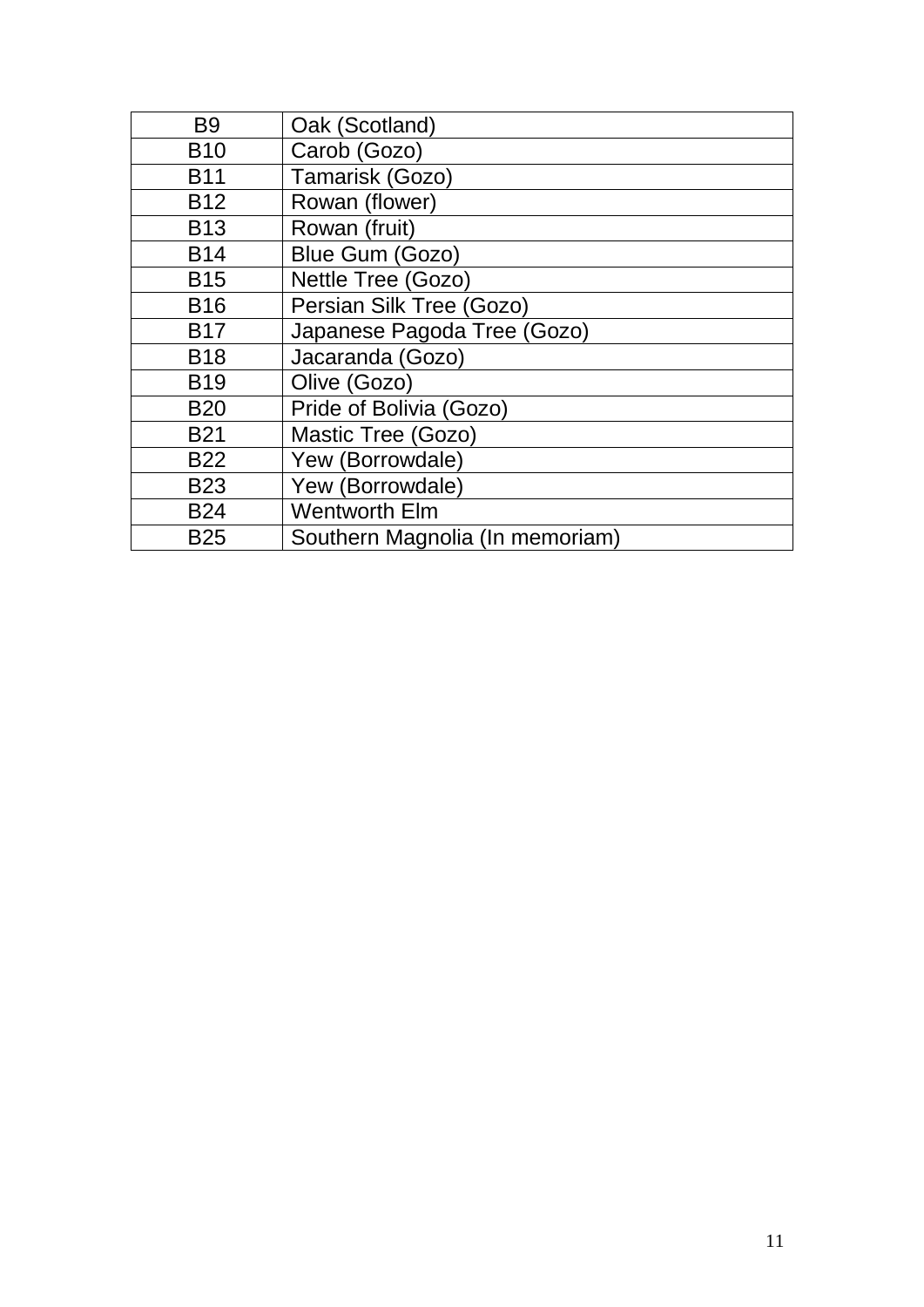| B9 | Oak (Scotland) |
|---|---|
| B10 | Carob (Gozo) |
| B11 | Tamarisk (Gozo) |
| B12 | Rowan (flower) |
| B13 | Rowan (fruit) |
| B14 | Blue Gum (Gozo) |
| B15 | Nettle Tree (Gozo) |
| B16 | Persian Silk Tree (Gozo) |
| B17 | Japanese Pagoda Tree (Gozo) |
| B18 | Jacaranda (Gozo) |
| B19 | Olive (Gozo) |
| B20 | Pride of Bolivia (Gozo) |
| B21 | Mastic Tree (Gozo) |
| B22 | Yew (Borrowdale) |
| B23 | Yew (Borrowdale) |
| B24 | Wentworth Elm |
| B25 | Southern Magnolia (In memoriam) |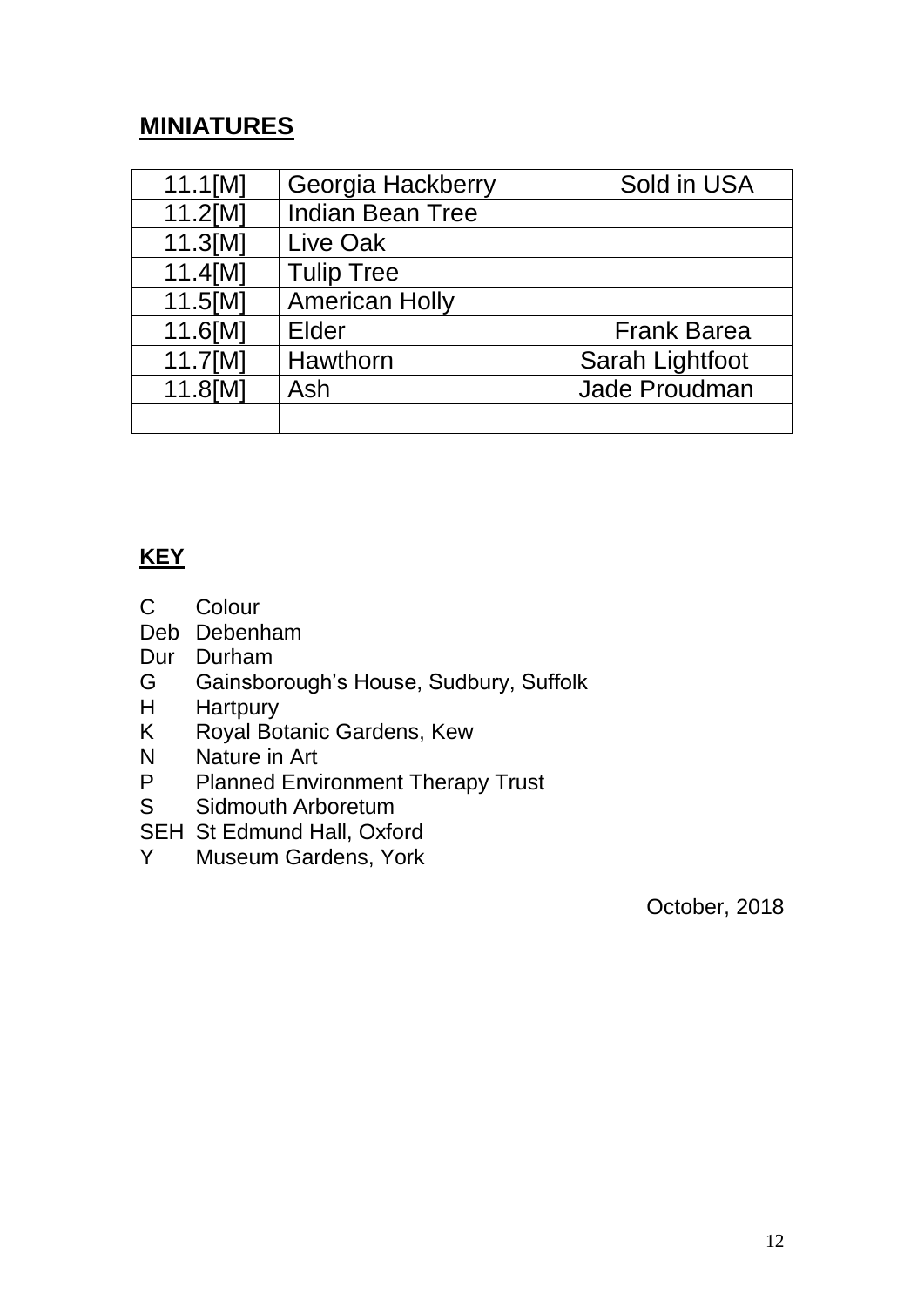## MINIATURES

| | | |
|---|---|---|
| 11.1[M] | Georgia Hackberry | Sold in USA |
| 11.2[M] | Indian Bean Tree | |
| 11.3[M] | Live Oak | |
| 11.4[M] | Tulip Tree | |
| 11.5[M] | American Holly | |
| 11.6[M] | Elder | Frank Barea |
| 11.7[M] | Hawthorn | Sarah Lightfoot |
| 11.8[M] | Ash | Jade Proudman |
| | | |

## KEY

C Colour
Deb Debenham
Dur Durham
G Gainsborough's House, Sudbury, Suffolk
H Hartpury
K Royal Botanic Gardens, Kew
N Nature in Art
P Planned Environment Therapy Trust
S Sidmouth Arboretum
SEH St Edmund Hall, Oxford
Y Museum Gardens, York

October, 2018